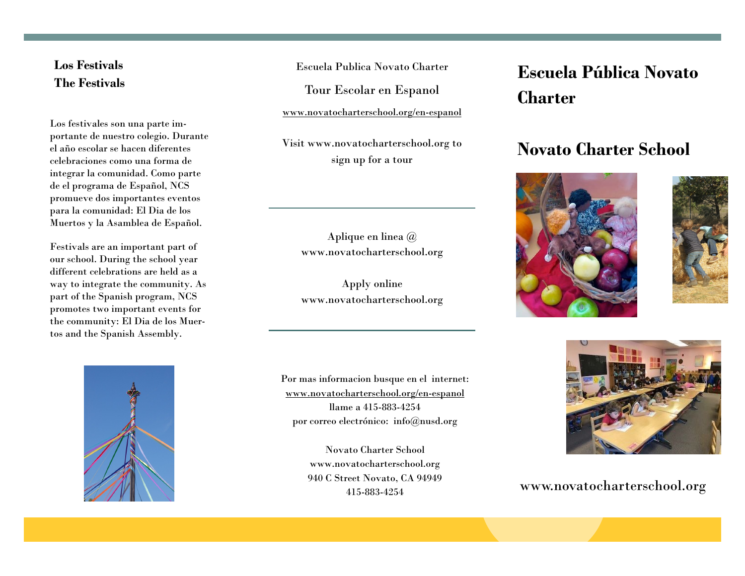## Los Festivals
## The Festivals

Los festivales son una parte importante de nuestro colegio. Durante el año escolar se hacen diferentes celebraciones como una forma de integrar la comunidad. Como parte de el programa de Español, NCS promueve dos importantes eventos para la comunidad: El Dia de los Muertos y la Asamblea de Español.

Festivals are an important part of our school. During the school year different celebrations are held as a way to integrate the community. As part of the Spanish program, NCS promotes two important events for the community: El Dia de los Muertos and the Spanish Assembly.

Escuela Publica Novato Charter

Tour Escolar en Espanol

www.novatocharterschool.org/en-espanol

Visit www.novatocharterschool.org to sign up for a tour

---

Aplique en linea @ www.novatocharterschool.org

Apply online www.novatocharterschool.org

---

Por mas informacion busque en el internet:
www.novatocharterschool.org/en-espanol
llame a 415-883-4254
por correo electrónico: info@nusd.org

Novato Charter School
www.novatocharterschool.org
940 C Street Novato, CA 94949
415-883-4254

# Escuela Pública Novato Charter

# Novato Charter School

www.novatocharterschool.org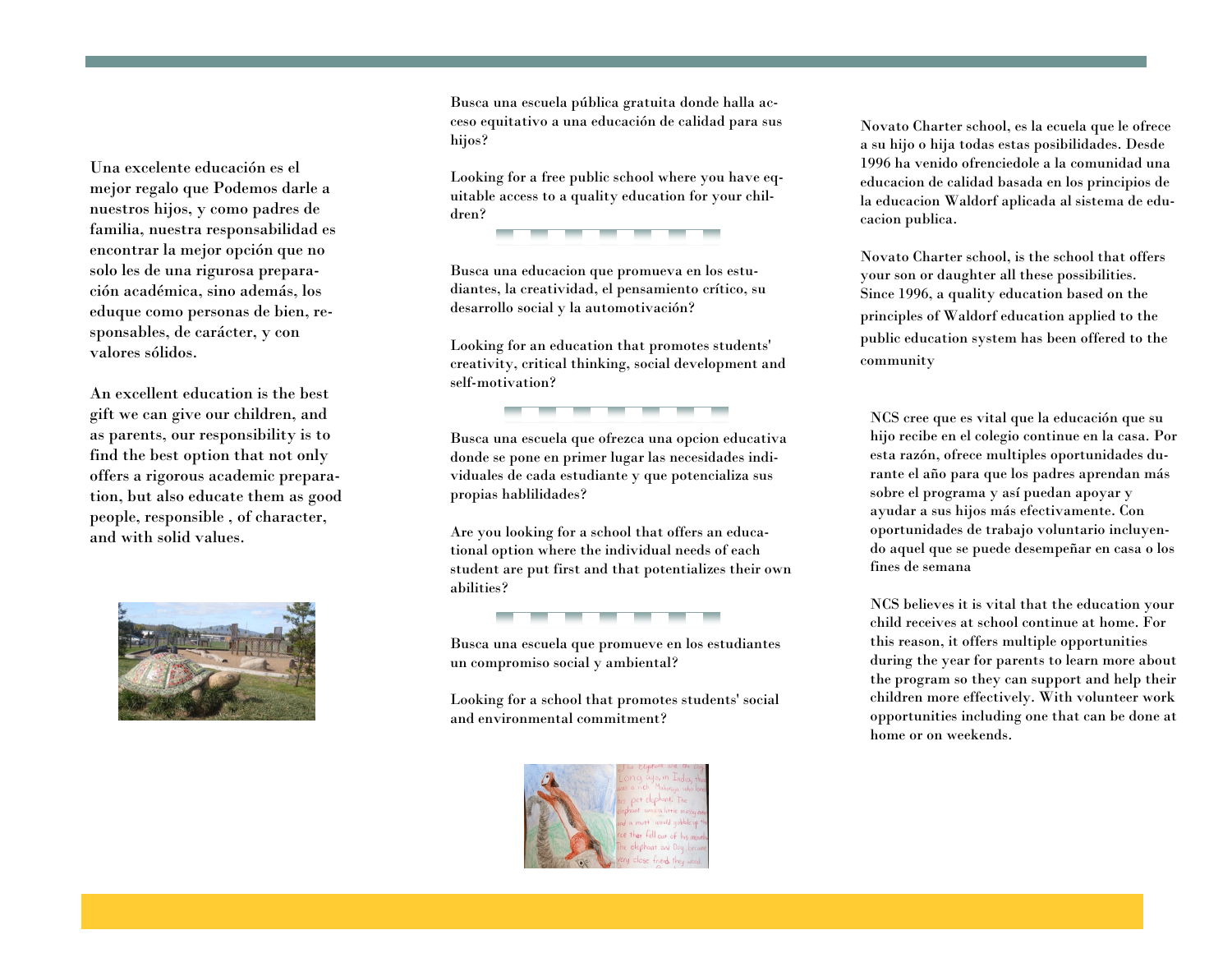Una excelente educación es el mejor regalo que Podemos darle a nuestros hijos, y como padres de familia, nuestra responsabilidad es encontrar la mejor opción que no solo les de una rigurosa preparación académica, sino además, los eduque como personas de bien, responsables, de carácter, y con valores sólidos.

An excellent education is the best gift we can give our children, and as parents, our responsibility is to find the best option that not only offers a rigorous academic preparation, but also educate them as good people, responsible , of character, and with solid values.

Busca una escuela pública gratuita donde halla acceso equitativo a una educación de calidad para sus hijos?

Looking for a free public school where you have equitable access to a quality education for your children?

Busca una educacion que promueva en los estudiantes, la creatividad, el pensamiento crítico, su desarrollo social y la automotivación?

Looking for an education that promotes students' creativity, critical thinking, social development and self-motivation?

Busca una escuela que ofrezca una opcion educativa donde se pone en primer lugar las necesidades individuales de cada estudiante y que potencializa sus propias hablilidades?

Are you looking for a school that offers an educational option where the individual needs of each student are put first and that potentializes their own abilities?

Busca una escuela que promueve en los estudiantes un compromiso social y ambiental?

Looking for a school that promotes students' social and environmental commitment?

Novato Charter school, es la ecuela que le ofrece a su hijo o hija todas estas posibilidades. Desde 1996 ha venido ofrenciedole a la comunidad una educacion de calidad basada en los principios de la educacion Waldorf aplicada al sistema de educacion publica.

Novato Charter school, is the school that offers your son or daughter all these possibilities. Since 1996, a quality education based on the principles of Waldorf education applied to the public education system has been offered to the community

NCS cree que es vital que la educación que su hijo recibe en el colegio continue en la casa. Por esta razón, ofrece multiples oportunidades durante el año para que los padres aprendan más sobre el programa y así puedan apoyar y ayudar a sus hijos más efectivamente. Con oportunidades de trabajo voluntario incluyendo aquel que se puede desempeñar en casa o los fines de semana

NCS believes it is vital that the education your child receives at school continue at home. For this reason, it offers multiple opportunities during the year for parents to learn more about the program so they can support and help their children more effectively. With volunteer work opportunities including one that can be done at home or on weekends.